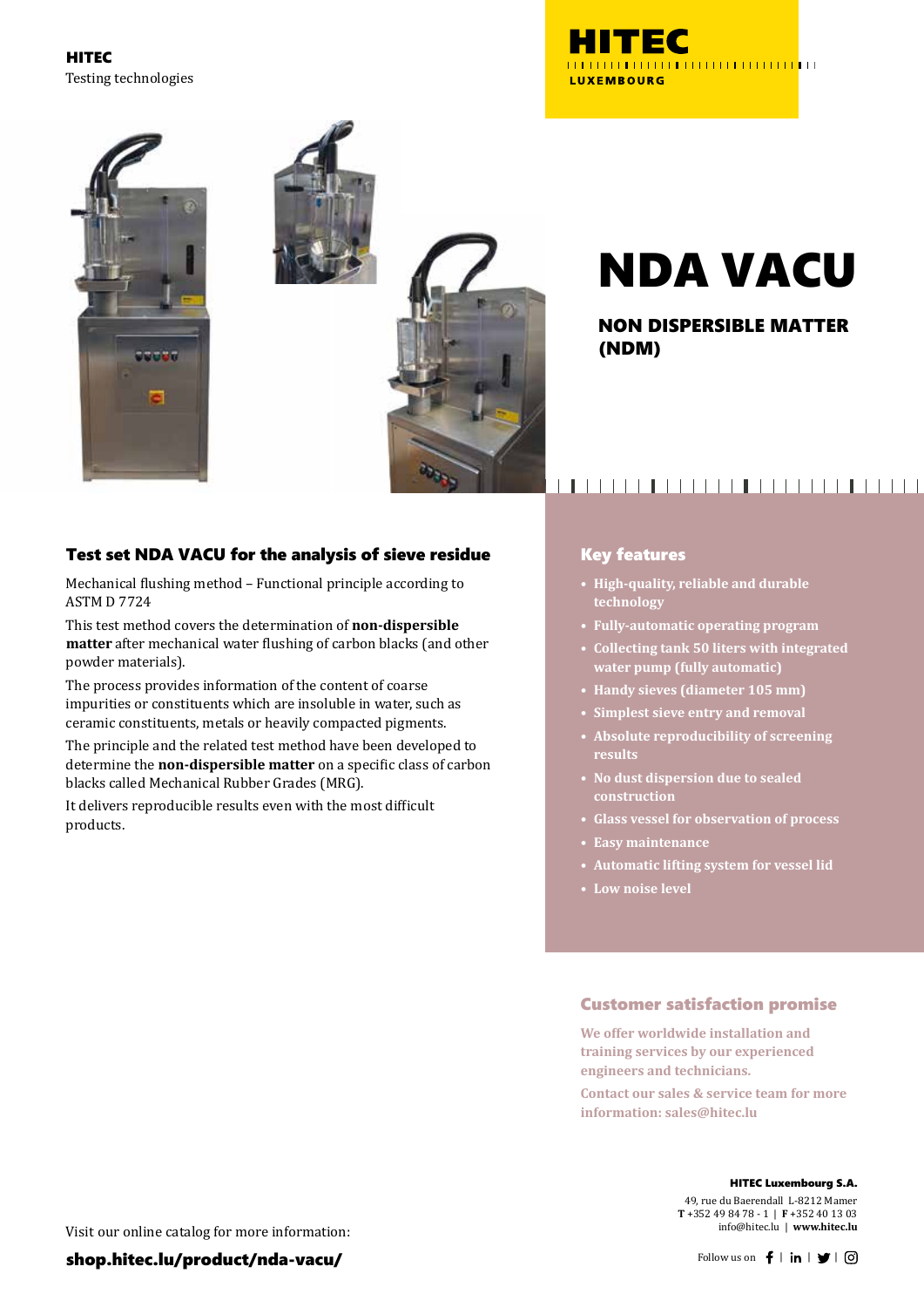**HITEC**
Testing technologies

HITEC LUXEMBOURG

# NDA VACU

## NON DISPERSIBLE MATTER (NDM)

### Test set NDA VACU for the analysis of sieve residue

Mechanical flushing method – Functional principle according to ASTM D 7724

This test method covers the determination of **non-dispersible matter** after mechanical water flushing of carbon blacks (and other powder materials).

The process provides information of the content of coarse impurities or constituents which are insoluble in water, such as ceramic constituents, metals or heavily compacted pigments.

The principle and the related test method have been developed to determine the **non-dispersible matter** on a specific class of carbon blacks called Mechanical Rubber Grades (MRG).

It delivers reproducible results even with the most difficult products.

### Key features

- High-quality, reliable and durable technology
- Fully-automatic operating program
- Collecting tank 50 liters with integrated water pump (fully automatic)
- Handy sieves (diameter 105 mm)
- Simplest sieve entry and removal
- Absolute reproducibility of screening results
- No dust dispersion due to sealed construction
- Glass vessel for observation of process
- Easy maintenance
- Automatic lifting system for vessel lid
- Low noise level

### Customer satisfaction promise

We offer worldwide installation and training services by our experienced engineers and technicians.

Contact our sales & service team for more information: sales@hitec.lu

Visit our online catalog for more information:

**shop.hitec.lu/product/nda-vacu/**

**HITEC Luxembourg S.A.**
49, rue du Baerendall L-8212 Mamer
**T** +352 49 84 78 - 1 | **F** +352 40 13 03
info@hitec.lu | **www.hitec.lu**

Follow us on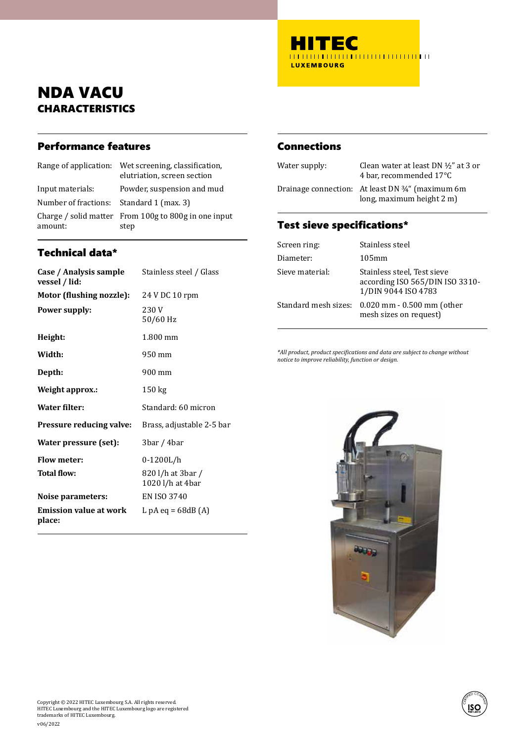HITEC LUXEMBOURG

# NDA VACU
## CHARACTERISTICS

### Performance features

| | |
|---|---|
| Range of application: | Wet screening, classification, elutriation, screen section |
| Input materials: | Powder, suspension and mud |
| Number of fractions: | Standard 1 (max. 3) |
| Charge / solid matter amount: | From 100g to 800g in one input step |

### Technical data*

| | |
|---|---|
| **Case / Analysis sample vessel / lid:** | Stainless steel / Glass |
| **Motor (flushing nozzle):** | 24 V DC 10 rpm |
| **Power supply:** | 230 V<br>50/60 Hz |
| **Height:** | 1.800 mm |
| **Width:** | 950 mm |
| **Depth:** | 900 mm |
| **Weight approx.:** | 150 kg |
| **Water filter:** | Standard: 60 micron |
| **Pressure reducing valve:** | Brass, adjustable 2-5 bar |
| **Water pressure (set):** | 3bar / 4bar |
| **Flow meter:** | 0-1200L/h |
| **Total flow:** | 820 l/h at 3bar /<br>1020 l/h at 4bar |
| **Noise parameters:** | EN ISO 3740 |
| **Emission value at work place:** | L pA eq = 68dB (A) |

### Connections

| | |
|---|---|
| Water supply: | Clean water at least DN ½" at 3 or 4 bar, recommended 17°C |
| Drainage connection: | At least DN ¾" (maximum 6m long, maximum height 2 m) |

### Test sieve specifications*

| | |
|---|---|
| Screen ring: | Stainless steel |
| Diameter: | 105mm |
| Sieve material: | Stainless steel, Test sieve according ISO 565/DIN ISO 3310-1/DIN 9044 ISO 4783 |
| Standard mesh sizes: | 0.020 mm - 0.500 mm (other mesh sizes on request) |

*\*All product, product specifications and data are subject to change without notice to improve reliability, function or design.*

Copyright © 2022 HITEC Luxembourg S.A. All rights reserved.
HITEC Luxembourg and the HITEC Luxembourg logo are registered trademarks of HITEC Luxembourg.
v06/2022